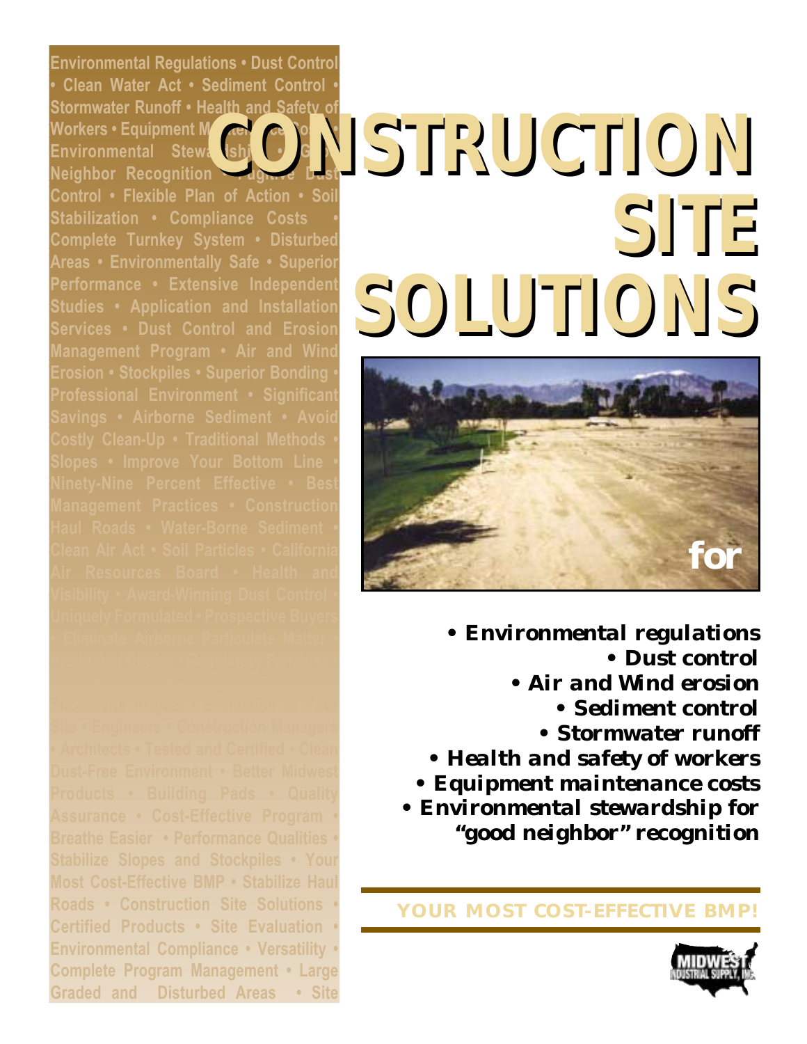Environmental Regulations • Dust Control • Clean Water Act • Sediment Control • Stormwater Runoff • Health and Safety of Workers • Equipment Maintenance Costs • Environmental Stewardship • Good Neighbor Recognition • Fugitive Dust Control • Flexible Plan of Action • Soil Stabilization • Compliance Costs • Complete Turnkey System • Disturbed Areas • Environmentally Safe • Superior Performance • Extensive Independent Studies • Application and Installation Services • Dust Control and Erosion Management Program • Air and Wind Erosion • Stockpiles • Superior Bonding • Professional Environment • Significant Savings • Airborne Sediment • Avoid Costly Clean-Up • Traditional Methods • Slopes • Improve Your Bottom Line • Ninety-Nine Percent Effective • Best Management Practices • Construction Haul Roads • Water-Borne Sediment • Clean Air Act • Soil Particles • California Air Resources Board • Health and Visibility • Award-Winning Dust Control • Uniquely Formulated • Prospective Buyers • Eliminate Airborne Particulate Matter • Site • Engineers • Construction Managers • Architects • Tested and Certified • Clean Dust-Free Environment • Better Midwest Products • Building Pads • Quality Assurance • Cost-Effective Program • Breathe Easier • Performance Qualities • Stabilize Slopes and Stockpiles • Your Most Cost-Effective BMP • Stabilize Haul Roads • Construction Site Solutions • Certified Products • Site Evaluation • Environmental Compliance • Versatility • Complete Program Management • Large Graded and Disturbed Areas • Site

# CONSTRUCTION SITE SOLUTIONS

for

- ***Environmental regulations***
- ***Dust control***
- ***Air and Wind erosion***
- ***Sediment control***
- ***Stormwater runoff***
- ***Health and safety of workers***
- ***Equipment maintenance costs***
- ***Environmental stewardship for "good neighbor" recognition***

**YOUR MOST COST-EFFECTIVE BMP!**

MIDWEST INDUSTRIAL SUPPLY, INC.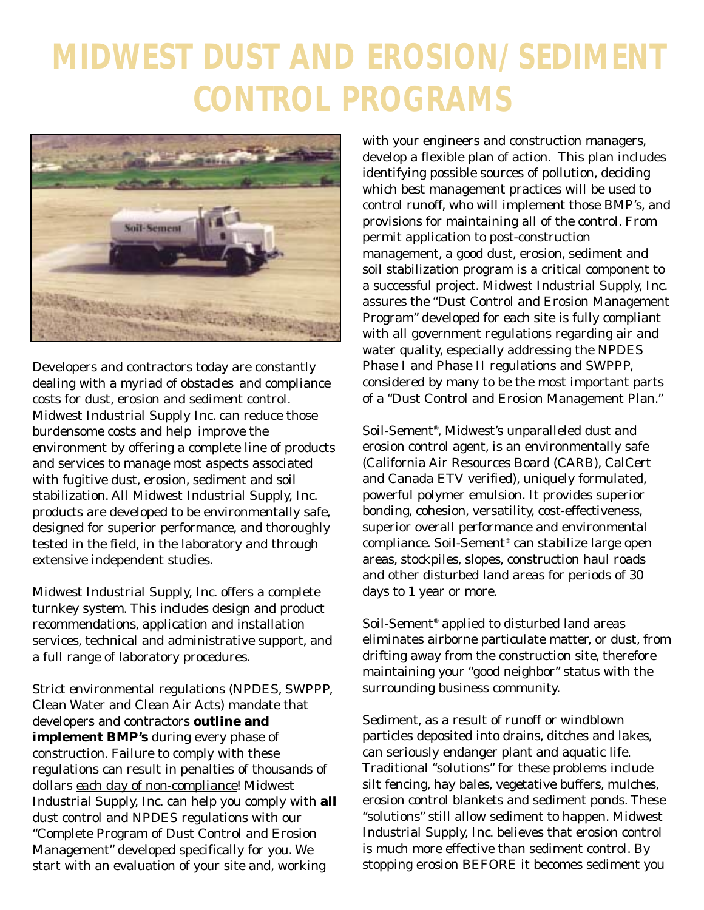# MIDWEST DUST AND EROSION/SEDIMENT CONTROL PROGRAMS

Developers and contractors today are constantly dealing with a myriad of obstacles and compliance costs for dust, erosion and sediment control. Midwest Industrial Supply Inc. can reduce those burdensome costs and help improve the environment by offering a complete line of products and services to manage most aspects associated with fugitive dust, erosion, sediment and soil stabilization. All Midwest Industrial Supply, Inc. products are developed to be environmentally safe, designed for superior performance, and thoroughly tested in the field, in the laboratory and through extensive independent studies.

Midwest Industrial Supply, Inc. offers a complete turnkey system. This includes design and product recommendations, application and installation services, technical and administrative support, and a full range of laboratory procedures.

Strict environmental regulations (NPDES, SWPPP, Clean Water and Clean Air Acts) mandate that developers and contractors **outline and implement BMP's** during every phase of construction. Failure to comply with these regulations can result in penalties of thousands of dollars *each day of non-compliance*! Midwest Industrial Supply, Inc. can help you comply with **all** dust control and NPDES regulations with our "Complete Program of Dust Control and Erosion Management" developed specifically for you. We start with an evaluation of your site and, working with your engineers and construction managers, develop a flexible plan of action. This plan includes identifying possible sources of pollution, deciding which best management practices will be used to control runoff, who will implement those BMP's, and provisions for maintaining all of the control. From permit application to post-construction management, a good dust, erosion, sediment and soil stabilization program is a critical component to a successful project. Midwest Industrial Supply, Inc. assures the "Dust Control and Erosion Management Program" developed for each site is fully compliant with all government regulations regarding air and water quality, especially addressing the NPDES Phase I and Phase II regulations and SWPPP, considered by many to be the most important parts of a "Dust Control and Erosion Management Plan."

Soil-Sement®, Midwest's unparalleled dust and erosion control agent, is an environmentally safe (California Air Resources Board (CARB), CalCert and Canada ETV verified), uniquely formulated, powerful polymer emulsion. It provides superior bonding, cohesion, versatility, cost-effectiveness, superior overall performance and environmental compliance. Soil-Sement® can stabilize large open areas, stockpiles, slopes, construction haul roads and other disturbed land areas for periods of 30 days to 1 year or more.

Soil-Sement® applied to disturbed land areas eliminates airborne particulate matter, or dust, from drifting away from the construction site, therefore maintaining your "good neighbor" status with the surrounding business community.

Sediment, as a result of runoff or windblown particles deposited into drains, ditches and lakes, can seriously endanger plant and aquatic life. Traditional "solutions" for these problems include silt fencing, hay bales, vegetative buffers, mulches, erosion control blankets and sediment ponds. These "solutions" still allow sediment to happen. Midwest Industrial Supply, Inc. believes that erosion control is much more effective than sediment control. By stopping erosion BEFORE it becomes sediment you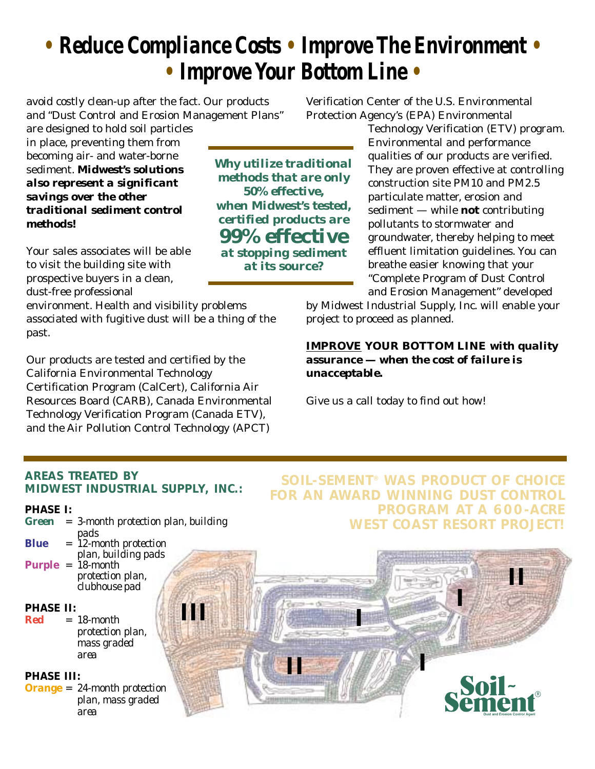# • Reduce Compliance Costs • Improve The Environment • • Improve Your Bottom Line •

avoid costly clean-up after the fact. Our products and "Dust Control and Erosion Management Plans" are designed to hold soil particles in place, preventing them from becoming air- and water-borne sediment. ***Midwest's solutions also represent a significant savings over the other traditional sediment control methods!***

Your sales associates will be able to visit the building site with prospective buyers in a clean, dust-free professional environment. Health and visibility problems associated with fugitive dust will be a thing of the past.

***Why utilize traditional methods that are only 50% effective, when Midwest's tested, certified products are 99% effective at stopping sediment at its source?***

Our products are tested and certified by the California Environmental Technology Certification Program (CalCert), California Air Resources Board (CARB), Canada Environmental Technology Verification Program (Canada ETV), and the Air Pollution Control Technology (APCT) Verification Center of the U.S. Environmental Protection Agency's (EPA) Environmental Technology Verification (ETV) program. Environmental and performance qualities of our products are verified. They are proven effective at controlling construction site PM10 and PM2.5 particulate matter, erosion and sediment — while **not** contributing pollutants to stormwater and groundwater, thereby helping to meet effluent limitation guidelines. You can breathe easier knowing that your "Complete Program of Dust Control and Erosion Management" developed by Midwest Industrial Supply, Inc. will enable your project to proceed as planned.

***IMPROVE YOUR BOTTOM LINE with quality assurance — when the cost of failure is unacceptable.***

Give us a call today to find out how!

## AREAS TREATED BY MIDWEST INDUSTRIAL SUPPLY, INC.:

**PHASE I:**
- **Green** = 3-month protection plan, building pads
- **Blue** = 12-month protection plan, building pads
- **Purple** = 18-month protection plan, clubhouse pad

**PHASE II:**
- **Red** = 18-month protection plan, mass graded area

**PHASE III:**
- **Orange** = 24-month protection plan, mass graded area

## SOIL-SEMENT® WAS PRODUCT OF CHOICE FOR AN AWARD WINNING DUST CONTROL PROGRAM AT A 600-ACRE WEST COAST RESORT PROJECT!

III
I
I
II
I
II
II

Soil-Sement®
Dust and Erosion Control Agent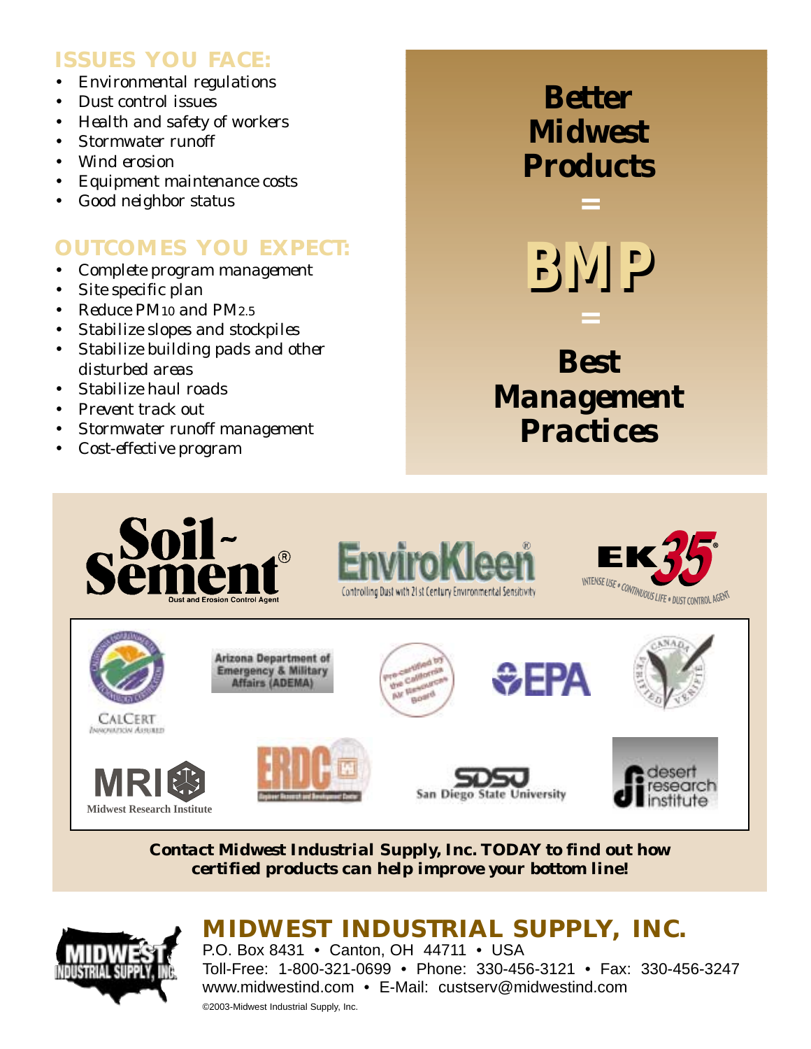## ISSUES YOU FACE:

- Environmental regulations
- Dust control issues
- Health and safety of workers
- Stormwater runoff
- Wind erosion
- Equipment maintenance costs
- Good neighbor status

## OUTCOMES YOU EXPECT:

- Complete program management
- Site specific plan
- Reduce $PM_{10}$ and $PM_{2.5}$
- Stabilize slopes and stockpiles
- Stabilize building pads and other disturbed areas
- Stabilize haul roads
- Prevent track out
- Stormwater runoff management
- Cost-effective program

**Better Midwest Products**

**=**

**BMP**

**=**

**Best Management Practices**

Soil~Sement® Dust and Erosion Control Agent

EnviroKleen® Controlling Dust with 21st Century Environmental Sensitivity

EK35® INTENSE USE • CONTINUOUS LIFE • DUST CONTROL AGENT

CALCERT Innovation Assured

Arizona Department of Emergency & Military Affairs (ADEMA)

Pre-certified by the California Air Resources Board

EPA

Canada Verified Verifié

MRI Midwest Research Institute

ERDC Engineer Research and Development Center

SDSU San Diego State University

desert research institute

**Contact Midwest Industrial Supply, Inc. TODAY to find out how certified products can help improve your bottom line!**

MIDWEST INDUSTRIAL SUPPLY, INC.

## MIDWEST INDUSTRIAL SUPPLY, INC.

P.O. Box 8431 • Canton, OH 44711 • USA

Toll-Free: 1-800-321-0699 • Phone: 330-456-3121 • Fax: 330-456-3247

www.midwestind.com • E-Mail: custserv@midwestind.com

©2003-Midwest Industrial Supply, Inc.